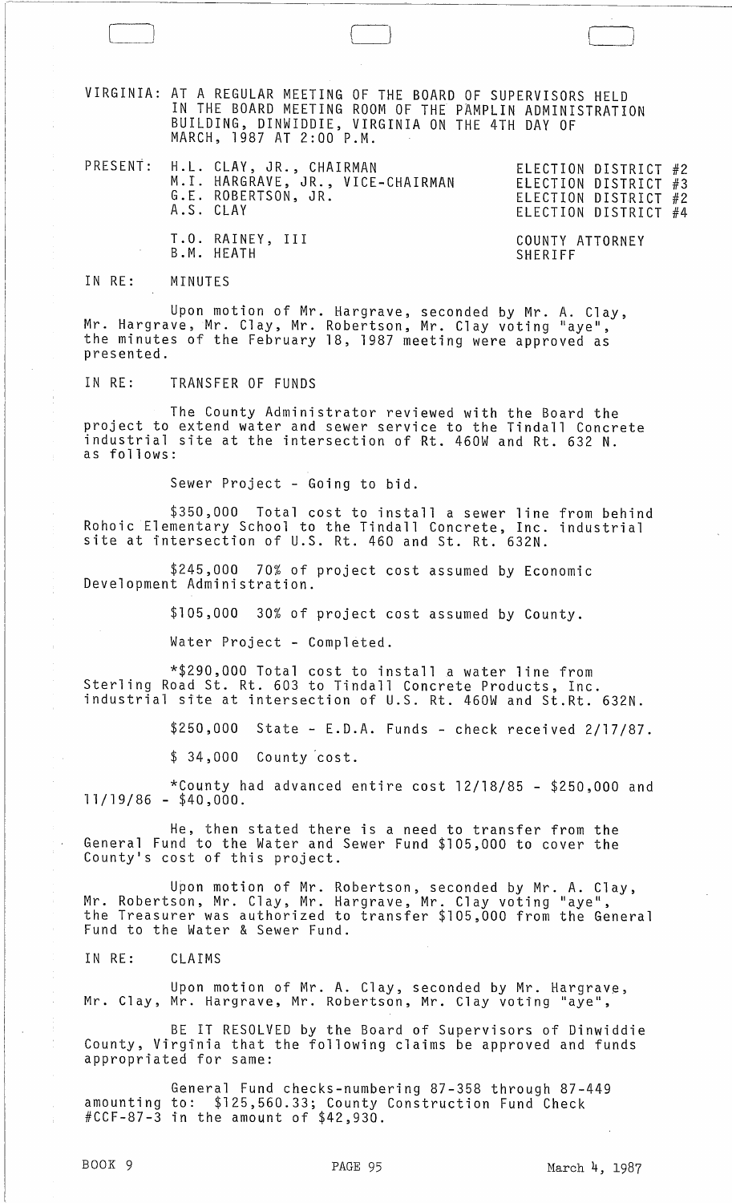VIRGINIA: AT A REGULAR MEETING OF THE BOARD OF SUPERVISORS HELD IN THE BOARD MEETING ROOM OF THE PAMPLIN ADMINISTRATION BUILDING, DINWIDDIE, VIRGINIA ON THE 4TH DAY OF MARCH, 1987 AT 2:00 P.M.

| | | |
|---|---|---|
| PRESENT: | H.L. CLAY, JR., CHAIRMAN | ELECTION DISTRICT #2 |
| | M.I. HARGRAVE, JR., VICE-CHAIRMAN | ELECTION DISTRICT #3 |
| | G.E. ROBERTSON, JR. | ELECTION DISTRICT #2 |
| | A.S. CLAY | ELECTION DISTRICT #4 |
| | T.O. RAINEY, III | COUNTY ATTORNEY |
| | B.M. HEATH | SHERIFF |

IN RE: MINUTES

Upon motion of Mr. Hargrave, seconded by Mr. A. Clay, Mr. Hargrave, Mr. Clay, Mr. Robertson, Mr. Clay voting "aye", the minutes of the February 18, 1987 meeting were approved as presented.

IN RE: TRANSFER OF FUNDS

The County Administrator reviewed with the Board the project to extend water and sewer service to the Tindall Concrete industrial site at the intersection of Rt. 460W and Rt. 632 N. as follows:

Sewer Project - Going to bid.

\$350,000 Total cost to install a sewer line from behind Rohoic Elementary School to the Tindall Concrete, Inc. industrial site at intersection of U.S. Rt. 460 and St. Rt. 632N.

\$245,000 70% of project cost assumed by Economic Development Administration.

\$105,000 30% of project cost assumed by County.

Water Project - Completed.

*\$290,000 Total cost to install a water line from Sterling Road St. Rt. 603 to Tindall Concrete Products, Inc. industrial site at intersection of U.S. Rt. 460W and St.Rt. 632N.

\$250,000 State - E.D.A. Funds - check received 2/17/87.

\$ 34,000 County cost.

*County had advanced entire cost 12/18/85 - \$250,000 and 11/19/86 - \$40,000.

He, then stated there is a need to transfer from the General Fund to the Water and Sewer Fund \$105,000 to cover the County's cost of this project.

Upon motion of Mr. Robertson, seconded by Mr. A. Clay, Mr. Robertson, Mr. Clay, Mr. Hargrave, Mr. Clay voting "aye", the Treasurer was authorized to transfer \$105,000 from the General Fund to the Water & Sewer Fund.

IN RE: CLAIMS

Upon motion of Mr. A. Clay, seconded by Mr. Hargrave, Mr. Clay, Mr. Hargrave, Mr. Robertson, Mr. Clay voting "aye",

BE IT RESOLVED by the Board of Supervisors of Dinwiddie County, Virginia that the following claims be approved and funds appropriated for same:

General Fund checks-numbering 87-358 through 87-449 amounting to: \$125,560.33; County Construction Fund Check #CCF-87-3 in the amount of \$42,930.

BOOK 9 PAGE 95 March 4, 1987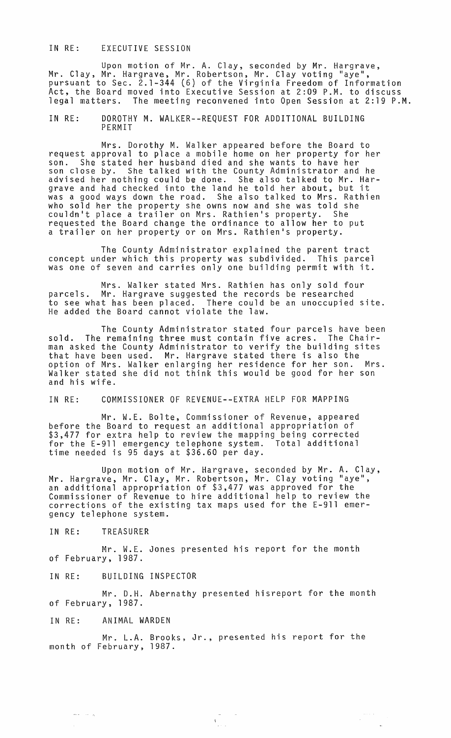IN RE: EXECUTIVE SESSION

Upon motion of Mr. A. Clay, seconded by Mr. Hargrave, Mr. Clay, Mr. Hargrave, Mr. Robertson, Mr. Clay voting "aye", pursuant to Sec. 2.1-344 (6) of the Virginia Freedom of Information Act, the Board moved into Executive Session at 2:09 P.M. to discuss legal matters. The meeting reconvened into Open Session at 2:19 P.M.

IN RE: DOROTHY M. WALKER--REQUEST FOR ADDITIONAL BUILDING PERMIT

Mrs. Dorothy M. Walker appeared before the Board to request approval to place a mobile home on her property for her son. She stated her husband died and she wants to have her son close by. She talked with the County Administrator and he advised her nothing could be done. She also talked to Mr. Hargrave and had checked into the land he told her about, but it was a good ways down the road. She also talked to Mrs. Rathien who sold her the property she owns now and she was told she couldn't place a trailer on Mrs. Rathien's property. She requested the Board change the ordinance to allow her to put a trailer on her property or on Mrs. Rathien's property.

The County Administrator explained the parent tract concept under which this property was subdivided. This parcel was one of seven and carries only one building permit with it.

Mrs. Walker stated Mrs. Rathien has only sold four parcels. Mr. Hargrave suggested the records be researched to see what has been placed. There could be an unoccupied site. He added the Board cannot violate the law.

The County Administrator stated four parcels have been sold. The remaining three must contain five acres. The Chairman asked the County Administrator to verify the building sites that have been used. Mr. Hargrave stated there is also the option of Mrs. Walker enlarging her residence for her son. Mrs. Walker stated she did not think this would be good for her son and his wife.

IN RE: COMMISSIONER OF REVENUE--EXTRA HELP FOR MAPPING

Mr. W.E. Bolte, Commissioner of Revenue, appeared before the Board to request an additional appropriation of $3,477 for extra help to review the mapping being corrected for the E-911 emergency telephone system. Total additional time needed is 95 days at $36.60 per day.

Upon motion of Mr. Hargrave, seconded by Mr. A. Clay, Mr. Hargrave, Mr. Clay, Mr. Robertson, Mr. Clay voting "aye", an additional appropriation of $3,477 was approved for the Commissioner of Revenue to hire additional help to review the corrections of the existing tax maps used for the E-911 emergency telephone system.

IN RE: TREASURER

Mr. W.E. Jones presented his report for the month of February, 1987.

IN RE: BUILDING INSPECTOR

Mr. D.H. Abernathy presented hisreport for the month of February, 1987.

IN RE: ANIMAL WARDEN

Mr. L.A. Brooks, Jr., presented his report for the month of February, 1987.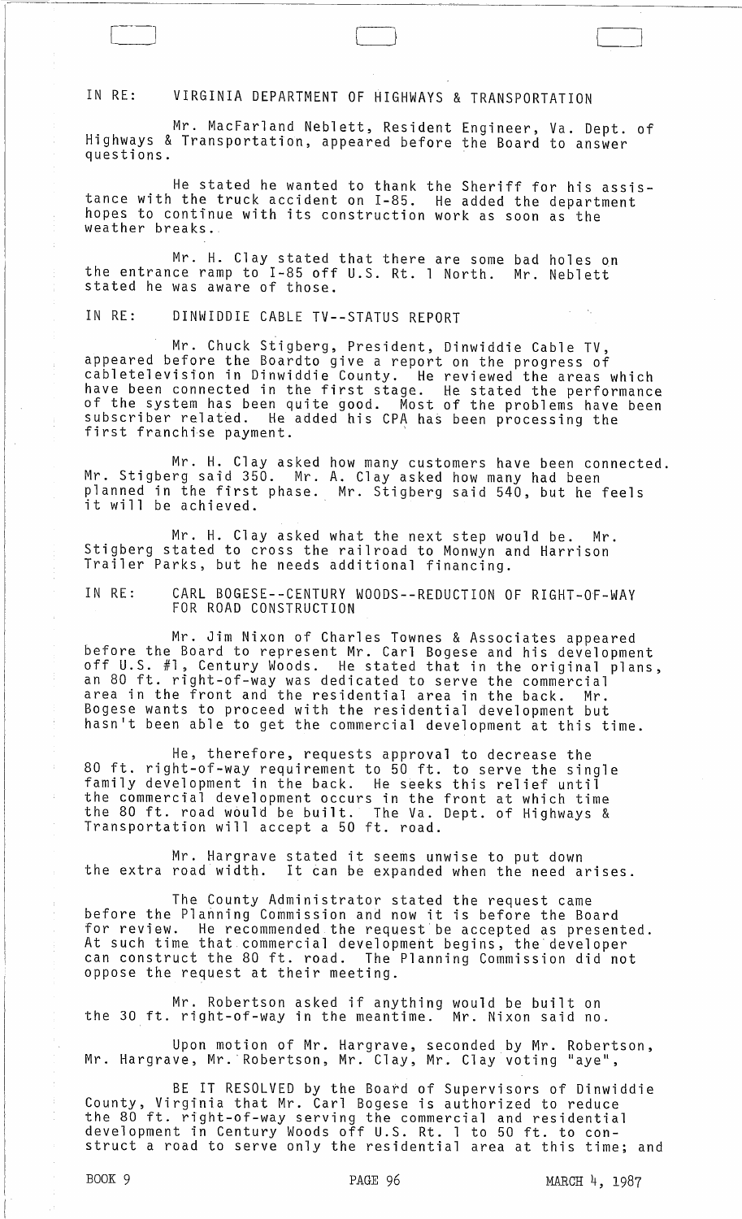IN RE: VIRGINIA DEPARTMENT OF HIGHWAYS & TRANSPORTATION

Mr. MacFarland Neblett, Resident Engineer, Va. Dept. of Highways & Transportation, appeared before the Board to answer questions.

He stated he wanted to thank the Sheriff for his assistance with the truck accident on I-85. He added the department hopes to continue with its construction work as soon as the weather breaks.

Mr. H. Clay stated that there are some bad holes on the entrance ramp to I-85 off U.S. Rt. 1 North. Mr. Neblett stated he was aware of those.

IN RE: DINWIDDIE CABLE TV--STATUS REPORT

Mr. Chuck Stigberg, President, Dinwiddie Cable TV, appeared before the Boardto give a report on the progress of cabletelevision in Dinwiddie County. He reviewed the areas which have been connected in the first stage. He stated the performance of the system has been quite good. Most of the problems have been subscriber related. He added his CPA has been processing the first franchise payment.

Mr. H. Clay asked how many customers have been connected. Mr. Stigberg said 350. Mr. A. Clay asked how many had been planned in the first phase. Mr. Stigberg said 540, but he feels it will be achieved.

Mr. H. Clay asked what the next step would be. Mr. Stigberg stated to cross the railroad to Monwyn and Harrison Trailer Parks, but he needs additional financing.

IN RE: CARL BOGESE--CENTURY WOODS--REDUCTION OF RIGHT-OF-WAY FOR ROAD CONSTRUCTION

Mr. Jim Nixon of Charles Townes & Associates appeared before the Board to represent Mr. Carl Bogese and his development off U.S. #1, Century Woods. He stated that in the original plans, an 80 ft. right-of-way was dedicated to serve the commercial area in the front and the residential area in the back. Mr. Bogese wants to proceed with the residential development but hasn't been able to get the commercial development at this time.

He, therefore, requests approval to decrease the 80 ft. right-of-way requirement to 50 ft. to serve the single family development in the back. He seeks this relief until the commercial development occurs in the front at which time the 80 ft. road would be built. The Va. Dept. of Highways & Transportation will accept a 50 ft. road.

Mr. Hargrave stated it seems unwise to put down the extra road width. It can be expanded when the need arises.

The County Administrator stated the request came before the Planning Commission and now it is before the Board for review. He recommended the request be accepted as presented. At such time that commercial development begins, the developer can construct the 80 ft. road. The Planning Commission did not oppose the request at their meeting.

Mr. Robertson asked if anything would be built on the 30 ft. right-of-way in the meantime. Mr. Nixon said no.

Upon motion of Mr. Hargrave, seconded by Mr. Robertson, Mr. Hargrave, Mr. Robertson, Mr. Clay, Mr. Clay voting "aye",

BE IT RESOLVED by the Board of Supervisors of Dinwiddie County, Virginia that Mr. Carl Bogese is authorized to reduce the 80 ft. right-of-way serving the commercial and residential development in Century Woods off U.S. Rt. 1 to 50 ft. to construct a road to serve only the residential area at this time; and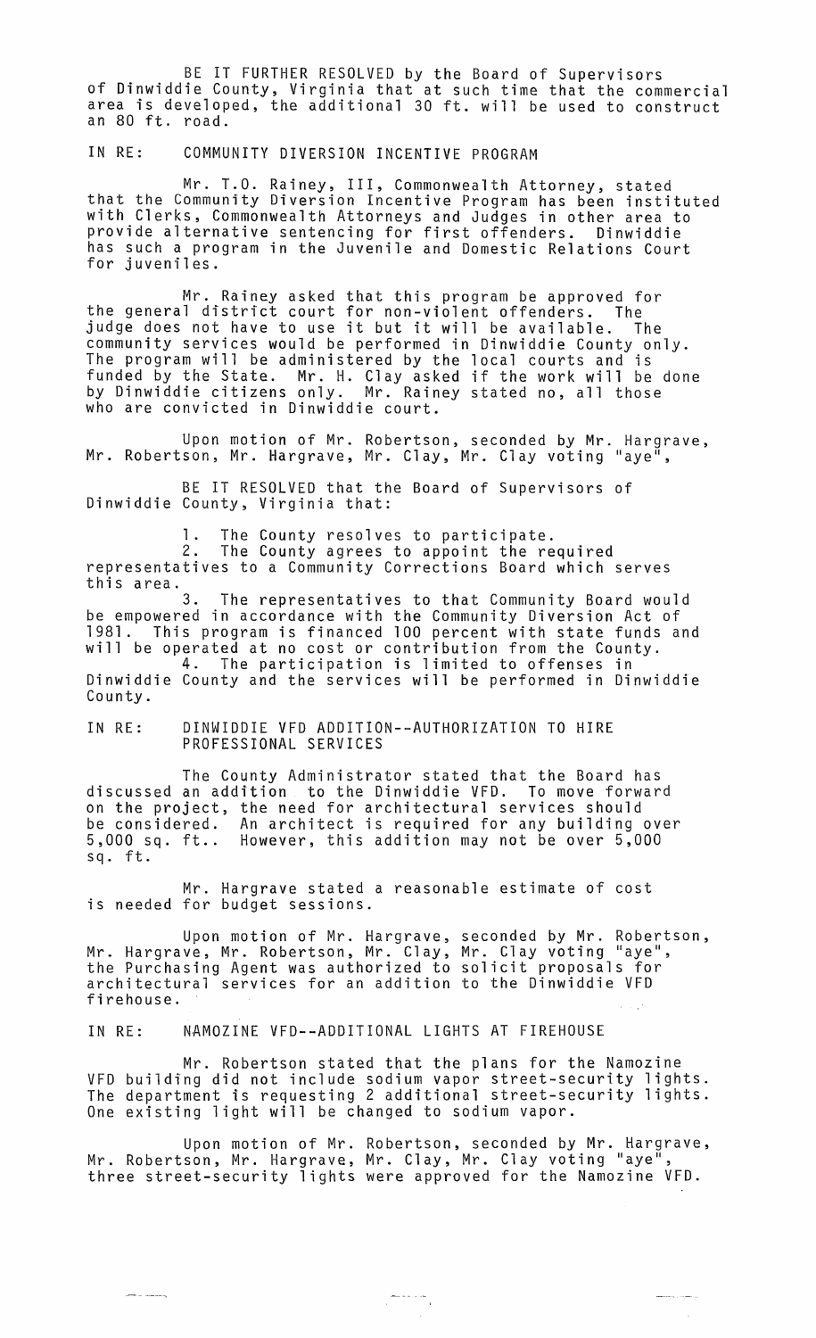BE IT FURTHER RESOLVED by the Board of Supervisors of Dinwiddie County, Virginia that at such time that the commercial area is developed, the additional 30 ft. will be used to construct an 80 ft. road.

IN RE: COMMUNITY DIVERSION INCENTIVE PROGRAM

Mr. T.O. Rainey, III, Commonwealth Attorney, stated that the Community Diversion Incentive Program has been instituted with Clerks, Commonwealth Attorneys and Judges in other area to provide alternative sentencing for first offenders. Dinwiddie has such a program in the Juvenile and Domestic Relations Court for juveniles.

Mr. Rainey asked that this program be approved for the general district court for non-violent offenders. The judge does not have to use it but it will be available. The community services would be performed in Dinwiddie County only. The program will be administered by the local courts and is funded by the State. Mr. H. Clay asked if the work will be done by Dinwiddie citizens only. Mr. Rainey stated no, all those who are convicted in Dinwiddie court.

Upon motion of Mr. Robertson, seconded by Mr. Hargrave, Mr. Robertson, Mr. Hargrave, Mr. Clay, Mr. Clay voting "aye",

BE IT RESOLVED that the Board of Supervisors of Dinwiddie County, Virginia that:

1. The County resolves to participate.
2. The County agrees to appoint the required representatives to a Community Corrections Board which serves this area.
3. The representatives to that Community Board would be empowered in accordance with the Community Diversion Act of 1981. This program is financed 100 percent with state funds and will be operated at no cost or contribution from the County.
4. The participation is limited to offenses in Dinwiddie County and the services will be performed in Dinwiddie County.

IN RE: DINWIDDIE VFD ADDITION--AUTHORIZATION TO HIRE PROFESSIONAL SERVICES

The County Administrator stated that the Board has discussed an addition to the Dinwiddie VFD. To move forward on the project, the need for architectural services should be considered. An architect is required for any building over 5,000 sq. ft.. However, this addition may not be over 5,000 sq. ft.

Mr. Hargrave stated a reasonable estimate of cost is needed for budget sessions.

Upon motion of Mr. Hargrave, seconded by Mr. Robertson, Mr. Hargrave, Mr. Robertson, Mr. Clay, Mr. Clay voting "aye", the Purchasing Agent was authorized to solicit proposals for architectural services for an addition to the Dinwiddie VFD firehouse.

IN RE: NAMOZINE VFD--ADDITIONAL LIGHTS AT FIREHOUSE

Mr. Robertson stated that the plans for the Namozine VFD building did not include sodium vapor street-security lights. The department is requesting 2 additional street-security lights. One existing light will be changed to sodium vapor.

Upon motion of Mr. Robertson, seconded by Mr. Hargrave, Mr. Robertson, Mr. Hargrave, Mr. Clay, Mr. Clay voting "aye", three street-security lights were approved for the Namozine VFD.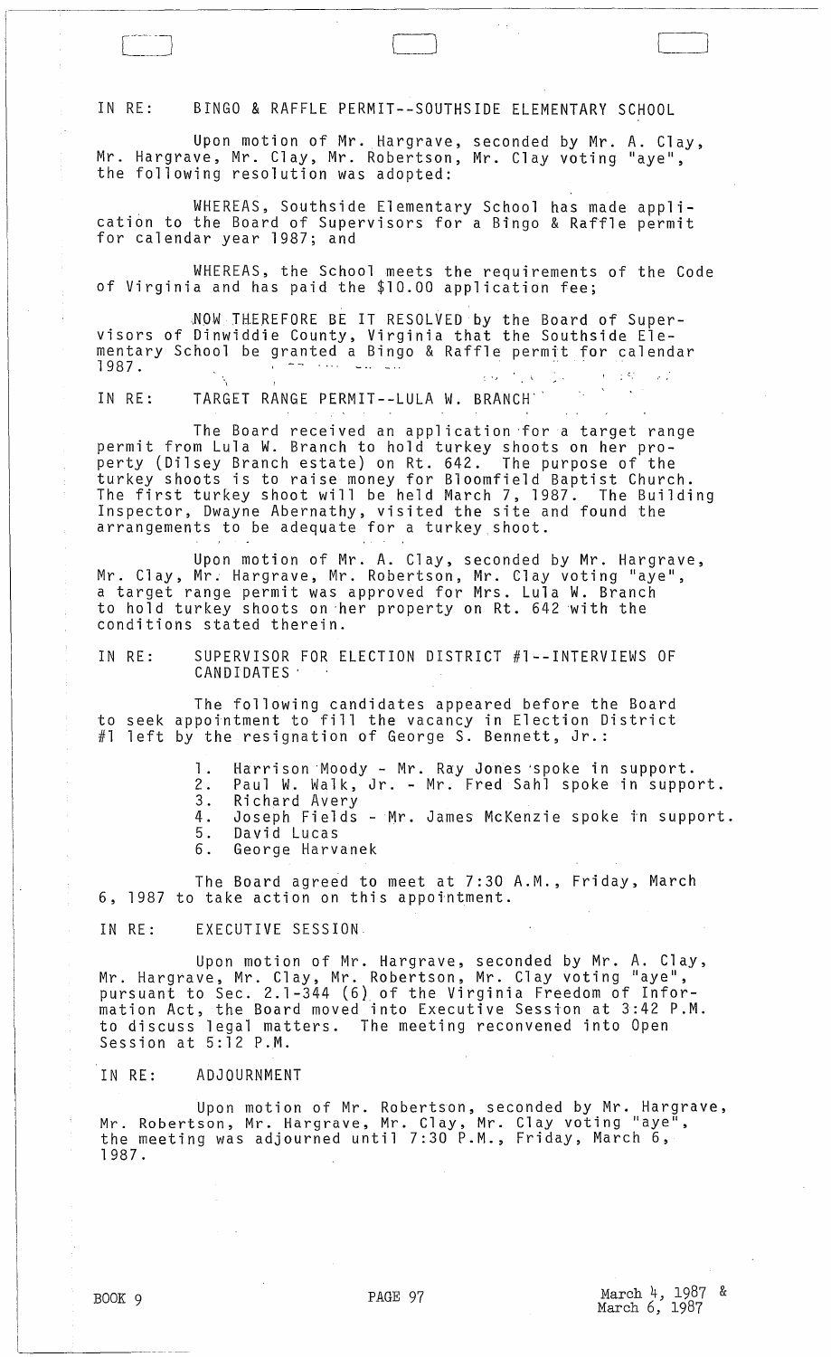IN RE: BINGO & RAFFLE PERMIT--SOUTHSIDE ELEMENTARY SCHOOL

Upon motion of Mr. Hargrave, seconded by Mr. A. Clay, Mr. Hargrave, Mr. Clay, Mr. Robertson, Mr. Clay voting "aye", the following resolution was adopted:

WHEREAS, Southside Elementary School has made application to the Board of Supervisors for a Bingo & Raffle permit for calendar year 1987; and

WHEREAS, the School meets the requirements of the Code of Virginia and has paid the $10.00 application fee;

NOW THEREFORE BE IT RESOLVED by the Board of Supervisors of Dinwiddie County, Virginia that the Southside Elementary School be granted a Bingo & Raffle permit for calendar 1987.

IN RE: TARGET RANGE PERMIT--LULA W. BRANCH

The Board received an application for a target range permit from Lula W. Branch to hold turkey shoots on her property (Dilsey Branch estate) on Rt. 642. The purpose of the turkey shoots is to raise money for Bloomfield Baptist Church. The first turkey shoot will be held March 7, 1987. The Building Inspector, Dwayne Abernathy, visited the site and found the arrangements to be adequate for a turkey shoot.

Upon motion of Mr. A. Clay, seconded by Mr. Hargrave, Mr. Clay, Mr. Hargrave, Mr. Robertson, Mr. Clay voting "aye", a target range permit was approved for Mrs. Lula W. Branch to hold turkey shoots on her property on Rt. 642 with the conditions stated therein.

IN RE: SUPERVISOR FOR ELECTION DISTRICT #1--INTERVIEWS OF CANDIDATES

The following candidates appeared before the Board to seek appointment to fill the vacancy in Election District #1 left by the resignation of George S. Bennett, Jr.:

1. Harrison Moody - Mr. Ray Jones spoke in support.
2. Paul W. Walk, Jr. - Mr. Fred Sahl spoke in support.
3. Richard Avery
4. Joseph Fields - Mr. James McKenzie spoke in support.
5. David Lucas
6. George Harvanek

The Board agreed to meet at 7:30 A.M., Friday, March 6, 1987 to take action on this appointment.

IN RE: EXECUTIVE SESSION

Upon motion of Mr. Hargrave, seconded by Mr. A. Clay, Mr. Hargrave, Mr. Clay, Mr. Robertson, Mr. Clay voting "aye", pursuant to Sec. 2.1-344 (6) of the Virginia Freedom of Information Act, the Board moved into Executive Session at 3:42 P.M. to discuss legal matters. The meeting reconvened into Open Session at 5:12 P.M.

IN RE: ADJOURNMENT

Upon motion of Mr. Robertson, seconded by Mr. Hargrave, Mr. Robertson, Mr. Hargrave, Mr. Clay, Mr. Clay voting "aye", the meeting was adjourned until 7:30 P.M., Friday, March 6, 1987.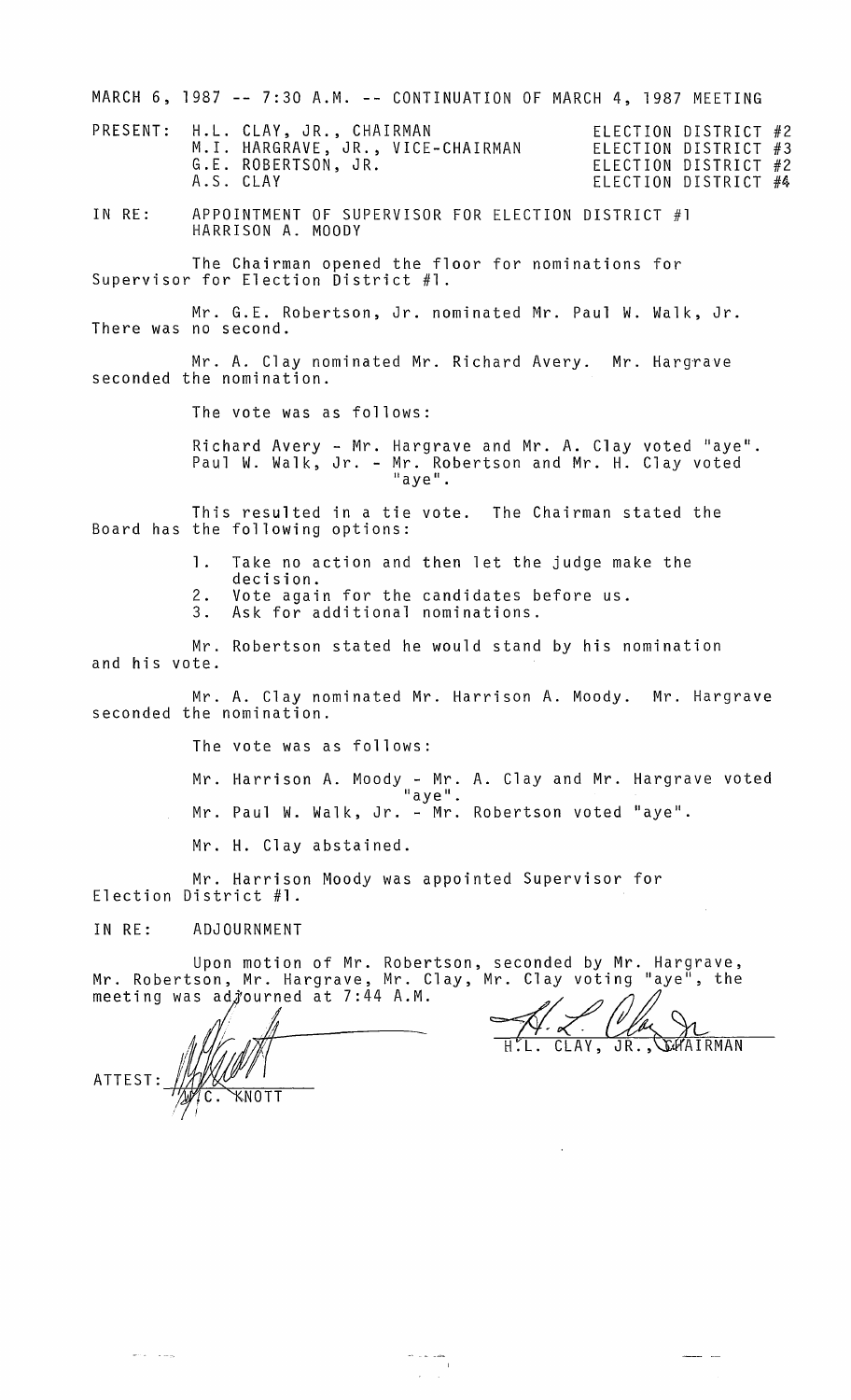MARCH 6, 1987 -- 7:30 A.M. -- CONTINUATION OF MARCH 4, 1987 MEETING

| | | |
|---|---|---|
| PRESENT: | H.L. CLAY, JR., CHAIRMAN | ELECTION DISTRICT #2 |
| | M.I. HARGRAVE, JR., VICE-CHAIRMAN | ELECTION DISTRICT #3 |
| | G.E. ROBERTSON, JR. | ELECTION DISTRICT #2 |
| | A.S. CLAY | ELECTION DISTRICT #4 |

IN RE: APPOINTMENT OF SUPERVISOR FOR ELECTION DISTRICT #1
HARRISON A. MOODY

The Chairman opened the floor for nominations for Supervisor for Election District #1.

Mr. G.E. Robertson, Jr. nominated Mr. Paul W. Walk, Jr. There was no second.

Mr. A. Clay nominated Mr. Richard Avery. Mr. Hargrave seconded the nomination.

The vote was as follows:

Richard Avery - Mr. Hargrave and Mr. A. Clay voted "aye".
Paul W. Walk, Jr. - Mr. Robertson and Mr. H. Clay voted "aye".

This resulted in a tie vote. The Chairman stated the Board has the following options:

1. Take no action and then let the judge make the decision.
2. Vote again for the candidates before us.
3. Ask for additional nominations.

Mr. Robertson stated he would stand by his nomination and his vote.

Mr. A. Clay nominated Mr. Harrison A. Moody. Mr. Hargrave seconded the nomination.

The vote was as follows:

Mr. Harrison A. Moody - Mr. A. Clay and Mr. Hargrave voted "aye".

Mr. Paul W. Walk, Jr. - Mr. Robertson voted "aye".

Mr. H. Clay abstained.

Mr. Harrison Moody was appointed Supervisor for Election District #1.

IN RE: ADJOURNMENT

Upon motion of Mr. Robertson, seconded by Mr. Hargrave, Mr. Robertson, Mr. Hargrave, Mr. Clay, Mr. Clay voting "aye", the meeting was adjourned at 7:44 A.M.

H.L. CLAY, JR., CHAIRMAN

ATTEST: W.C. KNOTT